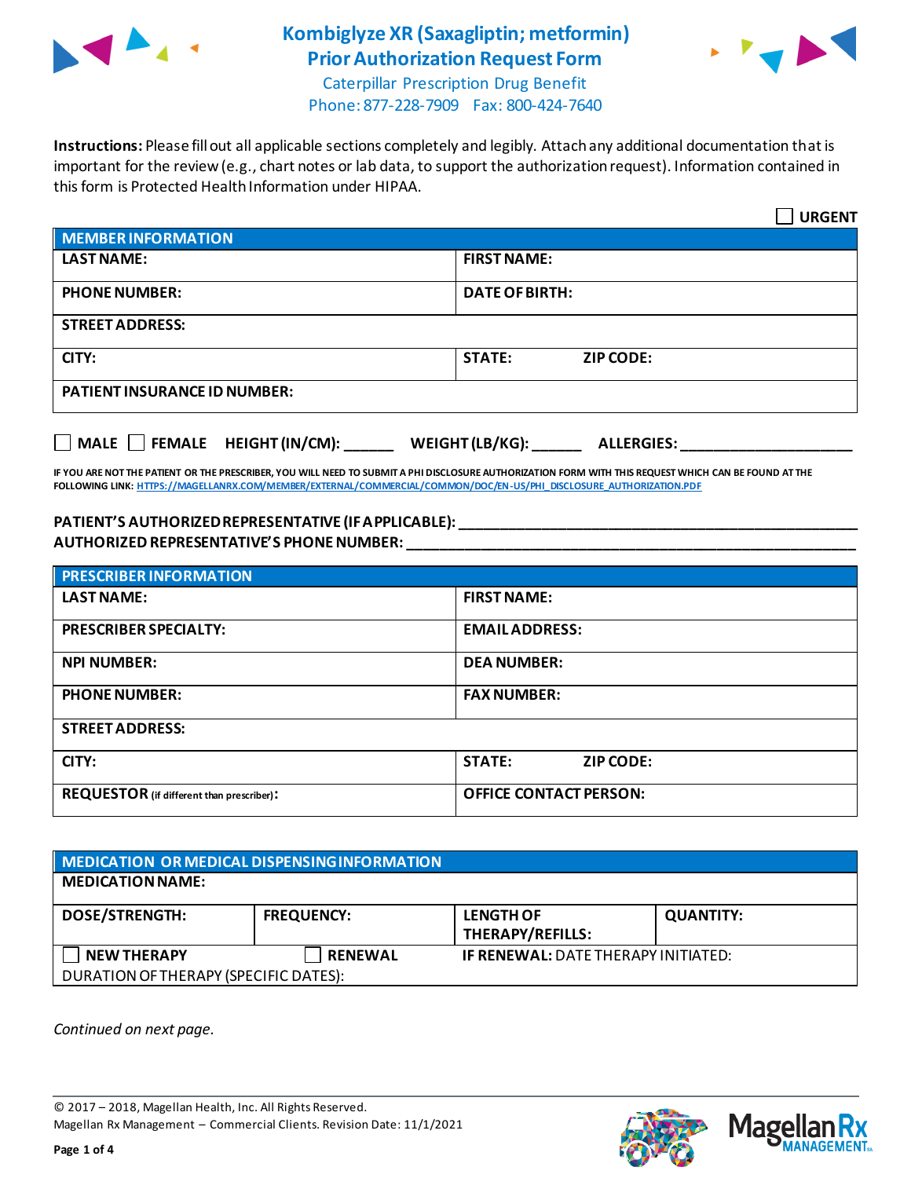# Kombiglyze XR (Saxagliptin; metformin) Prior Authorization Request Form

Caterpillar Prescription Drug Benefit
Phone: 877-228-7909 Fax: 800-424-7640

**Instructions:** Please fill out all applicable sections completely and legibly. Attach any additional documentation that is important for the review (e.g., chart notes or lab data, to support the authorization request). Information contained in this form is Protected Health Information under HIPAA.

☐ **URGENT**

| MEMBER INFORMATION | |
|---|---|
| **LAST NAME:** | **FIRST NAME:** |
| **PHONE NUMBER:** | **DATE OF BIRTH:** |
| **STREET ADDRESS:** | |
| **CITY:** | **STATE:** **ZIP CODE:** |
| **PATIENT INSURANCE ID NUMBER:** | |

☐ **MALE** ☐ **FEMALE** **HEIGHT (IN/CM):** ______ **WEIGHT (LB/KG):** ______ **ALLERGIES:** ____________________

**IF YOU ARE NOT THE PATIENT OR THE PRESCRIBER, YOU WILL NEED TO SUBMIT A PHI DISCLOSURE AUTHORIZATION FORM WITH THIS REQUEST WHICH CAN BE FOUND AT THE FOLLOWING LINK: HTTPS://MAGELLANRX.COM/MEMBER/EXTERNAL/COMMERCIAL/COMMON/DOC/EN-US/PHI_DISCLOSURE_AUTHORIZATION.PDF**

**PATIENT'S AUTHORIZED REPRESENTATIVE (IF APPLICABLE):** ____________________________________________
**AUTHORIZED REPRESENTATIVE'S PHONE NUMBER:** ____________________________________________

| PRESCRIBER INFORMATION | |
|---|---|
| **LAST NAME:** | **FIRST NAME:** |
| **PRESCRIBER SPECIALTY:** | **EMAIL ADDRESS:** |
| **NPI NUMBER:** | **DEA NUMBER:** |
| **PHONE NUMBER:** | **FAX NUMBER:** |
| **STREET ADDRESS:** | |
| **CITY:** | **STATE:** **ZIP CODE:** |
| **REQUESTOR** (if different than prescriber)**:** | **OFFICE CONTACT PERSON:** |

| MEDICATION OR MEDICAL DISPENSING INFORMATION | | | |
|---|---|---|---|
| **MEDICATION NAME:** | | | |
| **DOSE/STRENGTH:** | **FREQUENCY:** | **LENGTH OF THERAPY/REFILLS:** | **QUANTITY:** |
| ☐ **NEW THERAPY** | ☐ **RENEWAL** | **IF RENEWAL:** DATE THERAPY INITIATED: | |
| DURATION OF THERAPY (SPECIFIC DATES): | | | |

*Continued on next page.*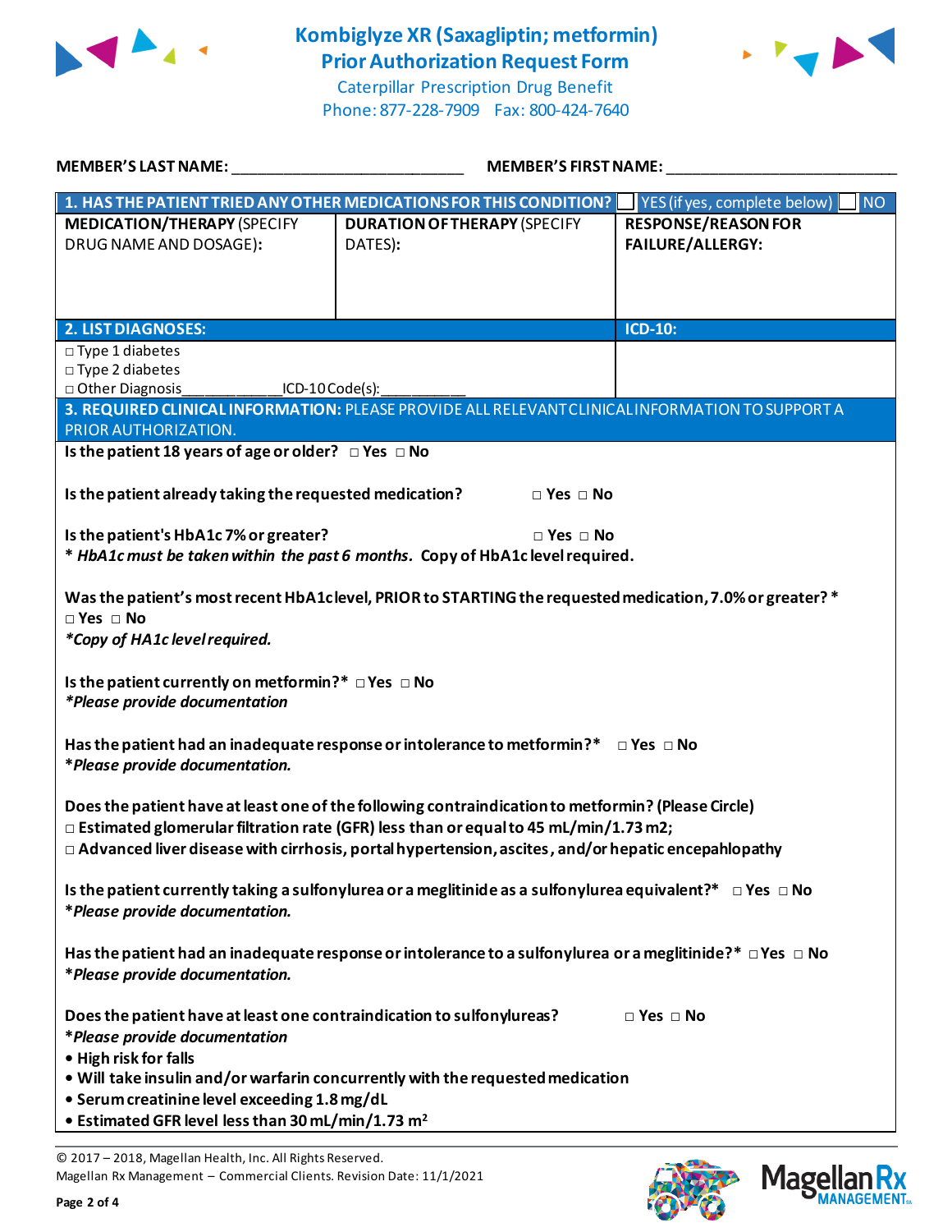# Kombiglyze XR (Saxagliptin; metformin)
## Prior Authorization Request Form

Caterpillar Prescription Drug Benefit
Phone: 877-228-7909 Fax: 800-424-7640

**MEMBER'S LAST NAME:** ___________________________ **MEMBER'S FIRST NAME:** ___________________________

| **1. HAS THE PATIENT TRIED ANY OTHER MEDICATIONS FOR THIS CONDITION?** ☐ YES (if yes, complete below) ☐ NO | | |
|---|---|---|
| **MEDICATION/THERAPY** (SPECIFY DRUG NAME AND DOSAGE): | **DURATION OF THERAPY** (SPECIFY DATES): | **RESPONSE/REASON FOR FAILURE/ALLERGY:** |
| | | |

| **2. LIST DIAGNOSES:** | **ICD-10:** |
|---|---|
| □ Type 1 diabetes<br>□ Type 2 diabetes<br>□ Other Diagnosis____________ICD-10 Code(s):__________ | |

**3. REQUIRED CLINICAL INFORMATION:** PLEASE PROVIDE ALL RELEVANT CLINICAL INFORMATION TO SUPPORT A PRIOR AUTHORIZATION.

**Is the patient 18 years of age or older?** □ Yes □ No

**Is the patient already taking the requested medication?** □ Yes □ No

**Is the patient's HbA1c 7% or greater?** □ Yes □ No
**\*** ***HbA1c must be taken within the past 6 months.*** **Copy of HbA1c level required.**

**Was the patient's most recent HbA1c level, PRIOR to STARTING the requested medication, 7.0% or greater?\***
**□ Yes □ No**
***\*Copy of HA1c level required.***

**Is the patient currently on metformin?\*** **□ Yes □ No**
***\*Please provide documentation***

**Has the patient had an inadequate response or intolerance to metformin?\*** **□ Yes □ No**
***\*Please provide documentation.***

**Does the patient have at least one of the following contraindication to metformin? (Please Circle)**
**□ Estimated glomerular filtration rate (GFR) less than or equal to 45 mL/min/1.73 m2;**
**□ Advanced liver disease with cirrhosis, portal hypertension, ascites, and/or hepatic encepahlopathy**

**Is the patient currently taking a sulfonylurea or a meglitinide as a sulfonylurea equivalent?\*** **□ Yes □ No**
***\*Please provide documentation.***

**Has the patient had an inadequate response or intolerance to a sulfonylurea or a meglitinide?\*** **□ Yes □ No**
***\*Please provide documentation.***

**Does the patient have at least one contraindication to sulfonylureas?** **□ Yes □ No**
***\*Please provide documentation***
- **High risk for falls**
- **Will take insulin and/or warfarin concurrently with the requested medication**
- **Serum creatinine level exceeding 1.8 mg/dL**
- **Estimated GFR level less than 30 mL/min/1.73 $m^2$**

© 2017 – 2018, Magellan Health, Inc. All Rights Reserved.
Magellan Rx Management – Commercial Clients. Revision Date: 11/1/2021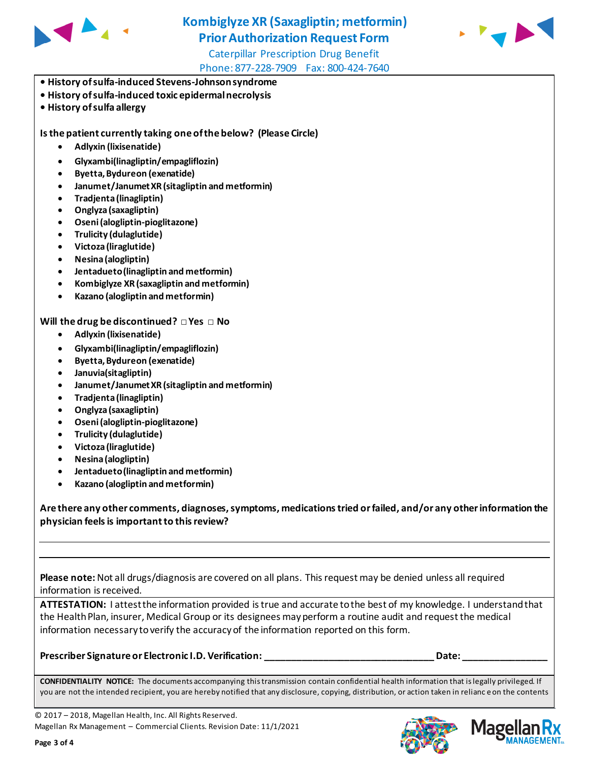# Kombiglyze XR (Saxagliptin; metformin)
# Prior Authorization Request Form

Caterpillar Prescription Drug Benefit

Phone: 877-228-7909 Fax: 800-424-7640

- **History of sulfa-induced Stevens-Johnson syndrome**
- **History of sulfa-induced toxic epidermal necrolysis**
- **History of sulfa allergy**

**Is the patient currently taking one of the below? (Please Circle)**

- **Adlyxin (lixisenatide)**
- **Glyxambi(linagliptin/empagliflozin)**
- **Byetta, Bydureon (exenatide)**
- **Janumet/Janumet XR (sitagliptin and metformin)**
- **Tradjenta (linagliptin)**
- **Onglyza (saxagliptin)**
- **Oseni (alogliptin-pioglitazone)**
- **Trulicity (dulaglutide)**
- **Victoza (liraglutide)**
- **Nesina (alogliptin)**
- **Jentadueto (linagliptin and metformin)**
- **Kombiglyze XR (saxagliptin and metformin)**
- **Kazano (alogliptin and metformin)**

**Will the drug be discontinued?** □ **Yes** □ **No**

- **Adlyxin (lixisenatide)**
- **Glyxambi(linagliptin/empagliflozin)**
- **Byetta, Bydureon (exenatide)**
- **Januvia(sitagliptin)**
- **Janumet/Janumet XR (sitagliptin and metformin)**
- **Tradjenta (linagliptin)**
- **Onglyza (saxagliptin)**
- **Oseni (alogliptin-pioglitazone)**
- **Trulicity (dulaglutide)**
- **Victoza (liraglutide)**
- **Nesina (alogliptin)**
- **Jentadueto (linagliptin and metformin)**
- **Kazano (alogliptin and metformin)**

**Are there any other comments, diagnoses, symptoms, medications tried or failed, and/or any other information the physician feels is important to this review?**

___________________________________________________________________________

___________________________________________________________________________

**Please note:** Not all drugs/diagnosis are covered on all plans. This request may be denied unless all required information is received.

**ATTESTATION:** I attest the information provided is true and accurate to the best of my knowledge. I understand that the Health Plan, insurer, Medical Group or its designees may perform a routine audit and request the medical information necessary to verify the accuracy of the information reported on this form.

**Prescriber Signature or Electronic I.D. Verification:** ________________________________ **Date:** ________________

**CONFIDENTIALITY NOTICE:** The documents accompanying this transmission contain confidential health information that is legally privileged. If you are not the intended recipient, you are hereby notified that any disclosure, copying, distribution, or action taken in reliance on the contents

© 2017 – 2018, Magellan Health, Inc. All Rights Reserved.
Magellan Rx Management – Commercial Clients. Revision Date: 11/1/2021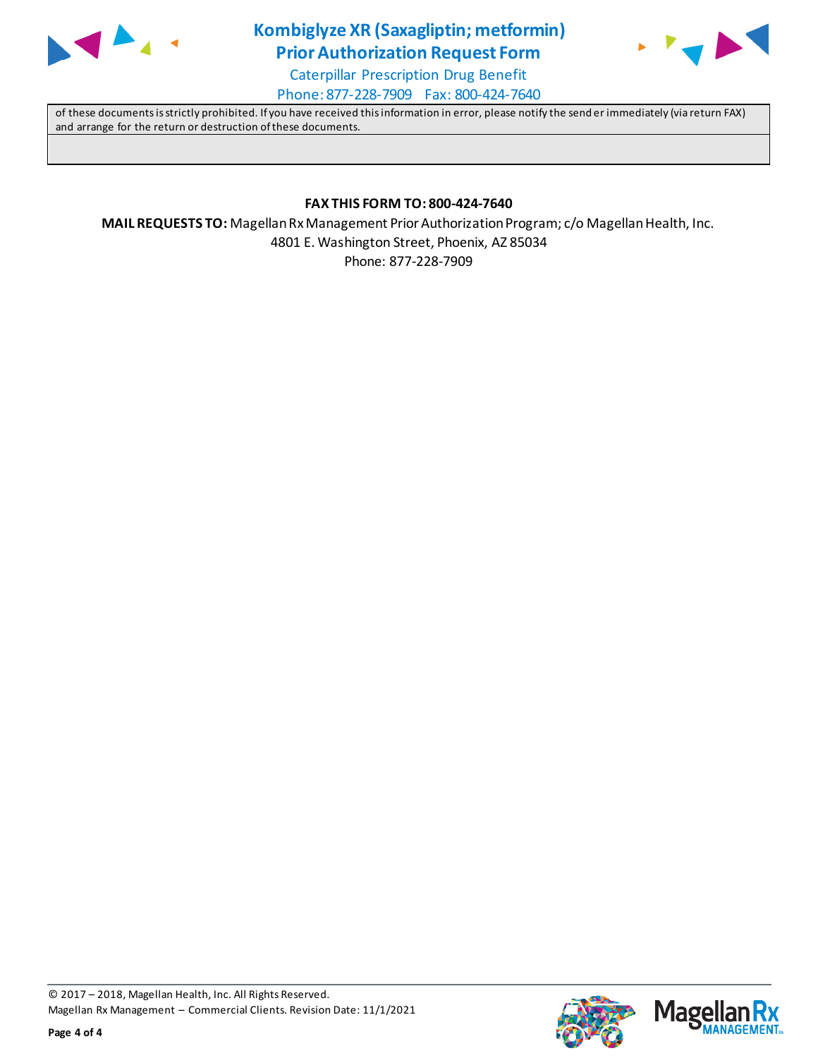| |
|---|
| of these documents is strictly prohibited. If you have received this information in error, please notify the sender immediately (via return FAX) and arrange for the return or destruction of these documents. |
| |

**FAX THIS FORM TO: 800-424-7640**

**MAIL REQUESTS TO:** Magellan Rx Management Prior Authorization Program; c/o Magellan Health, Inc.
4801 E. Washington Street, Phoenix, AZ 85034
Phone: 877-228-7909

© 2017 – 2018, Magellan Health, Inc. All Rights Reserved.
Magellan Rx Management – Commercial Clients. Revision Date: 11/1/2021